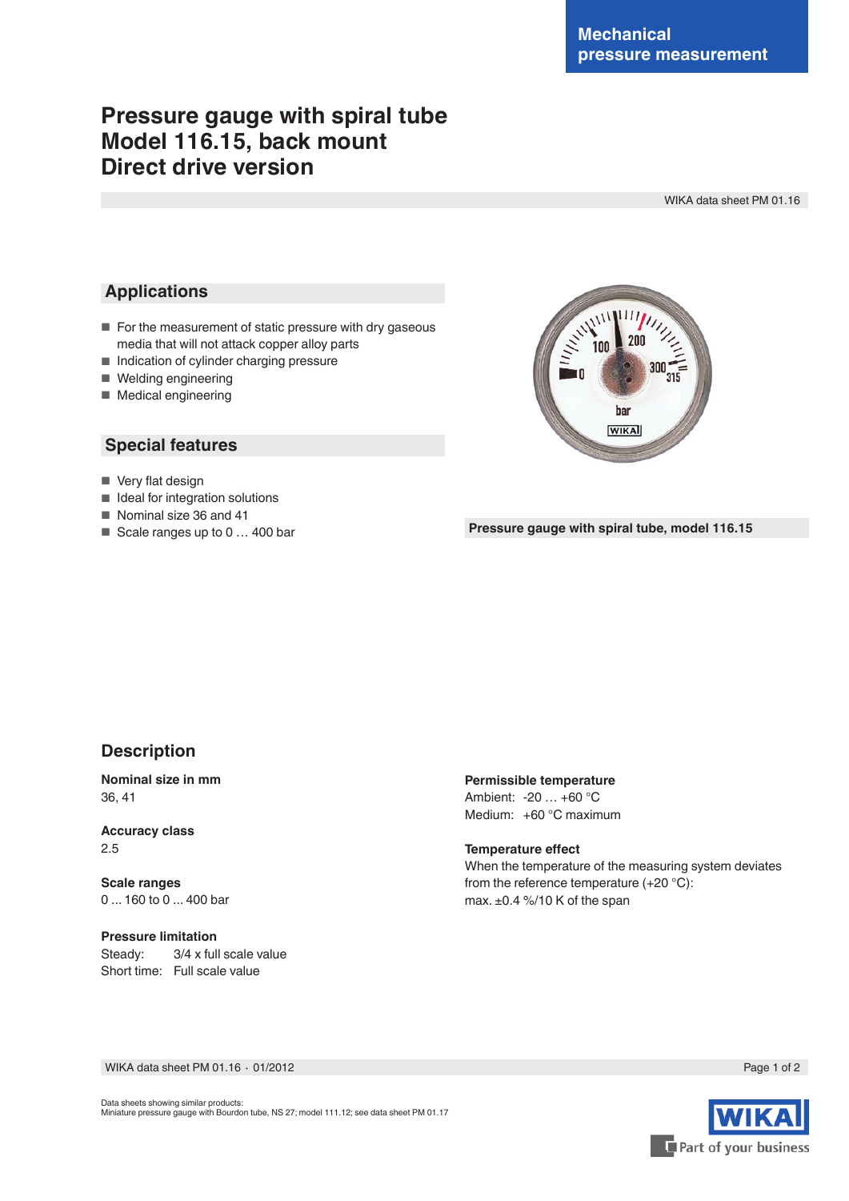Mechanical pressure measurement

# Pressure gauge with spiral tube Model 116.15, back mount Direct drive version

WIKA data sheet PM 01.16

## Applications

- For the measurement of static pressure with dry gaseous media that will not attack copper alloy parts
- Indication of cylinder charging pressure
- Welding engineering
- Medical engineering

## Special features

- Very flat design
- Ideal for integration solutions
- Nominal size 36 and 41
- Scale ranges up to 0 … 400 bar

**Pressure gauge with spiral tube, model 116.15**

## Description

**Nominal size in mm**
36, 41

**Accuracy class**
2.5

**Scale ranges**
0 ... 160 to 0 ... 400 bar

**Pressure limitation**
Steady: 3/4 x full scale value
Short time: Full scale value

**Permissible temperature**
Ambient: -20 … +60 °C
Medium: +60 °C maximum

**Temperature effect**
When the temperature of the measuring system deviates from the reference temperature (+20 °C):
max. ±0.4 %/10 K of the span

WIKA data sheet PM 01.16 · 01/2012

Data sheets showing similar products:
Miniature pressure gauge with Bourdon tube, NS 27; model 111.12; see data sheet PM 01.17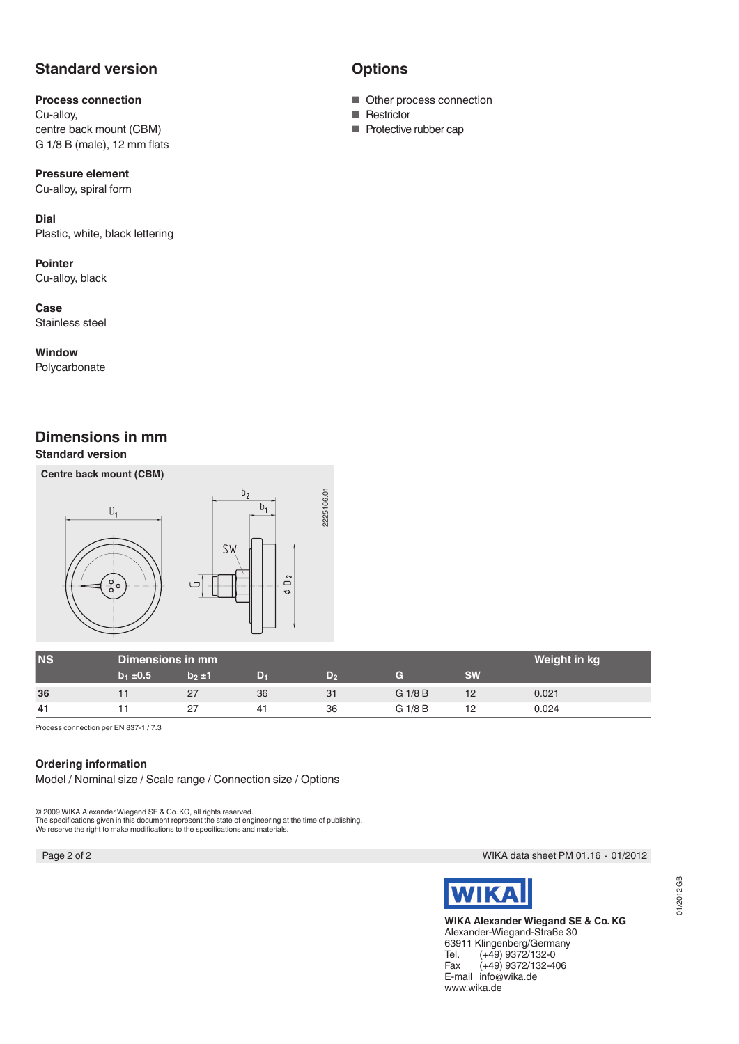## Standard version

**Process connection**
Cu-alloy,
centre back mount (CBM)
G 1/8 B (male), 12 mm flats

**Pressure element**
Cu-alloy, spiral form

**Dial**
Plastic, white, black lettering

**Pointer**
Cu-alloy, black

**Case**
Stainless steel

**Window**
Polycarbonate

## Options

- Other process connection
- Restrictor
- Protective rubber cap

## Dimensions in mm

**Standard version**

**Centre back mount (CBM)**

$D_1$

$b_2$

$b_1$

SW

G

$\phi D_2$

2225166.01

| NS | Dimensions in mm | | | | | | Weight in kg |
|---|---|---|---|---|---|---|---|
| | $b_1$ ±0.5 | $b_2$ ±1 | $D_1$ | $D_2$ | G | SW | |
| **36** | 11 | 27 | 36 | 31 | G 1/8 B | 12 | 0.021 |
| **41** | 11 | 27 | 41 | 36 | G 1/8 B | 12 | 0.024 |

Process connection per EN 837-1 / 7.3

### Ordering information

Model / Nominal size / Scale range / Connection size / Options

© 2009 WIKA Alexander Wiegand SE & Co. KG, all rights reserved.
The specifications given in this document represent the state of engineering at the time of publishing.
We reserve the right to make modifications to the specifications and materials.

**WIKA Alexander Wiegand SE & Co. KG**
Alexander-Wiegand-Straße 30
63911 Klingenberg/Germany
Tel. (+49) 9372/132-0
Fax (+49) 9372/132-406
E-mail info@wika.de
www.wika.de